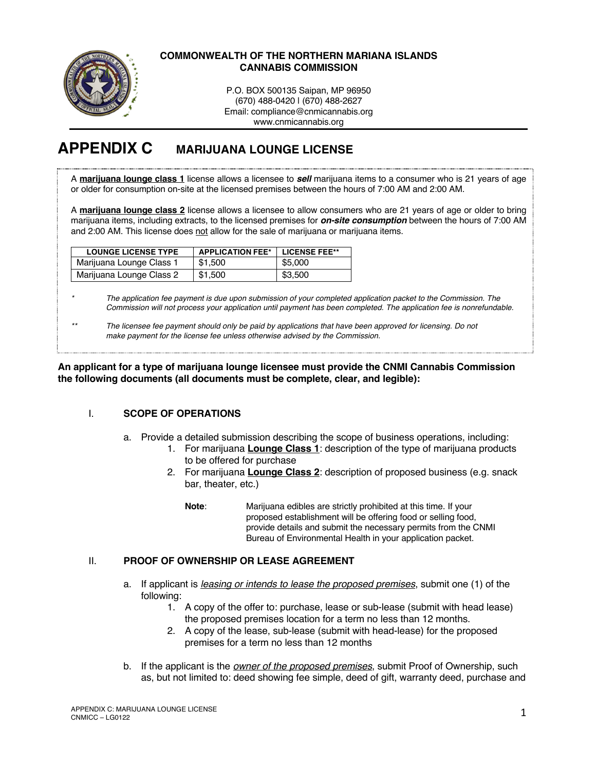**COMMONWEALTH OF THE NORTHERN MARIANA ISLANDS**
**CANNABIS COMMISSION**

P.O. BOX 500135 Saipan, MP 96950
(670) 488-0420 | (670) 488-2627
Email: compliance@cnmicannabis.org
www.cnmicannabis.org

# APPENDIX C MARIJUANA LOUNGE LICENSE

A **marijuana lounge class 1** license allows a licensee to ***sell*** marijuana items to a consumer who is 21 years of age or older for consumption on-site at the licensed premises between the hours of 7:00 AM and 2:00 AM.

A **marijuana lounge class 2** license allows a licensee to allow consumers who are 21 years of age or older to bring marijuana items, including extracts, to the licensed premises for ***on-site consumption*** between the hours of 7:00 AM and 2:00 AM. This license does not allow for the sale of marijuana or marijuana items.

| LOUNGE LICENSE TYPE | APPLICATION FEE* | LICENSE FEE** |
|---|---|---|
| Marijuana Lounge Class 1 | $1,500 | $5,000 |
| Marijuana Lounge Class 2 | $1,500 | $3,500 |

\* *The application fee payment is due upon submission of your completed application packet to the Commission. The Commission will not process your application until payment has been completed. The application fee is nonrefundable.*

\*\* *The licensee fee payment should only be paid by applications that have been approved for licensing. Do not make payment for the license fee unless otherwise advised by the Commission.*

**An applicant for a type of marijuana lounge licensee must provide the CNMI Cannabis Commission the following documents (all documents must be complete, clear, and legible):**

## I. SCOPE OF OPERATIONS

a. Provide a detailed submission describing the scope of business operations, including:
   1. For marijuana **Lounge Class 1**: description of the type of marijuana products to be offered for purchase
   2. For marijuana **Lounge Class 2**: description of proposed business (e.g. snack bar, theater, etc.)

   **Note**: Marijuana edibles are strictly prohibited at this time. If your proposed establishment will be offering food or selling food, provide details and submit the necessary permits from the CNMI Bureau of Environmental Health in your application packet.

## II. PROOF OF OWNERSHIP OR LEASE AGREEMENT

a. If applicant is *leasing or intends to lease the proposed premises*, submit one (1) of the following:
   1. A copy of the offer to: purchase, lease or sub-lease (submit with head lease) the proposed premises location for a term no less than 12 months.
   2. A copy of the lease, sub-lease (submit with head-lease) for the proposed premises for a term no less than 12 months

b. If the applicant is the *owner of the proposed premises*, submit Proof of Ownership, such as, but not limited to: deed showing fee simple, deed of gift, warranty deed, purchase and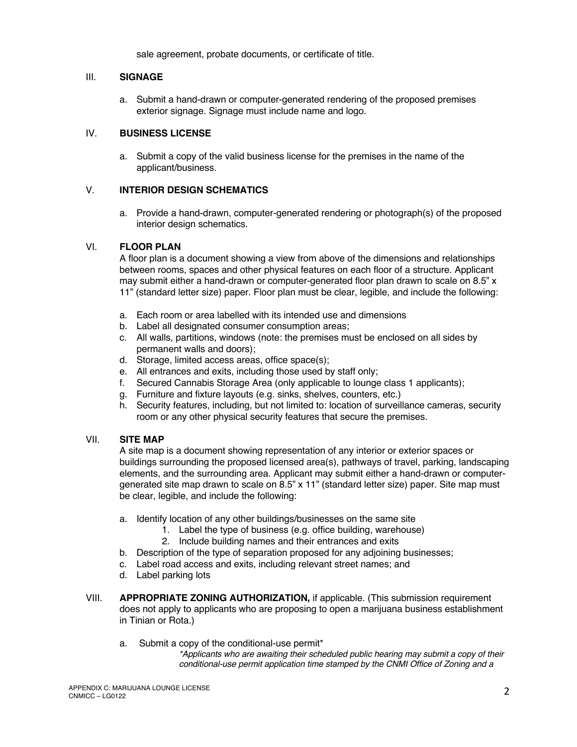sale agreement, probate documents, or certificate of title.

## III. SIGNAGE

a. Submit a hand-drawn or computer-generated rendering of the proposed premises exterior signage. Signage must include name and logo.

## IV. BUSINESS LICENSE

a. Submit a copy of the valid business license for the premises in the name of the applicant/business.

## V. INTERIOR DESIGN SCHEMATICS

a. Provide a hand-drawn, computer-generated rendering or photograph(s) of the proposed interior design schematics.

## VI. FLOOR PLAN

A floor plan is a document showing a view from above of the dimensions and relationships between rooms, spaces and other physical features on each floor of a structure. Applicant may submit either a hand-drawn or computer-generated floor plan drawn to scale on 8.5" x 11" (standard letter size) paper. Floor plan must be clear, legible, and include the following:

a. Each room or area labelled with its intended use and dimensions
b. Label all designated consumer consumption areas;
c. All walls, partitions, windows (note: the premises must be enclosed on all sides by permanent walls and doors);
d. Storage, limited access areas, office space(s);
e. All entrances and exits, including those used by staff only;
f. Secured Cannabis Storage Area (only applicable to lounge class 1 applicants);
g. Furniture and fixture layouts (e.g. sinks, shelves, counters, etc.)
h. Security features, including, but not limited to: location of surveillance cameras, security room or any other physical security features that secure the premises.

## VII. SITE MAP

A site map is a document showing representation of any interior or exterior spaces or buildings surrounding the proposed licensed area(s), pathways of travel, parking, landscaping elements, and the surrounding area. Applicant may submit either a hand-drawn or computer-generated site map drawn to scale on 8.5" x 11" (standard letter size) paper. Site map must be clear, legible, and include the following:

a. Identify location of any other buildings/businesses on the same site
    1. Label the type of business (e.g. office building, warehouse)
    2. Include building names and their entrances and exits
b. Description of the type of separation proposed for any adjoining businesses;
c. Label road access and exits, including relevant street names; and
d. Label parking lots

## VIII. APPROPRIATE ZONING AUTHORIZATION, if applicable. (This submission requirement does not apply to applicants who are proposing to open a marijuana business establishment in Tinian or Rota.)

a. Submit a copy of the conditional-use permit*

*\*Applicants who are awaiting their scheduled public hearing may submit a copy of their conditional-use permit application time stamped by the CNMI Office of Zoning and a*

APPENDIX C: MARIJUANA LOUNGE LICENSE
CNMICC – LG0122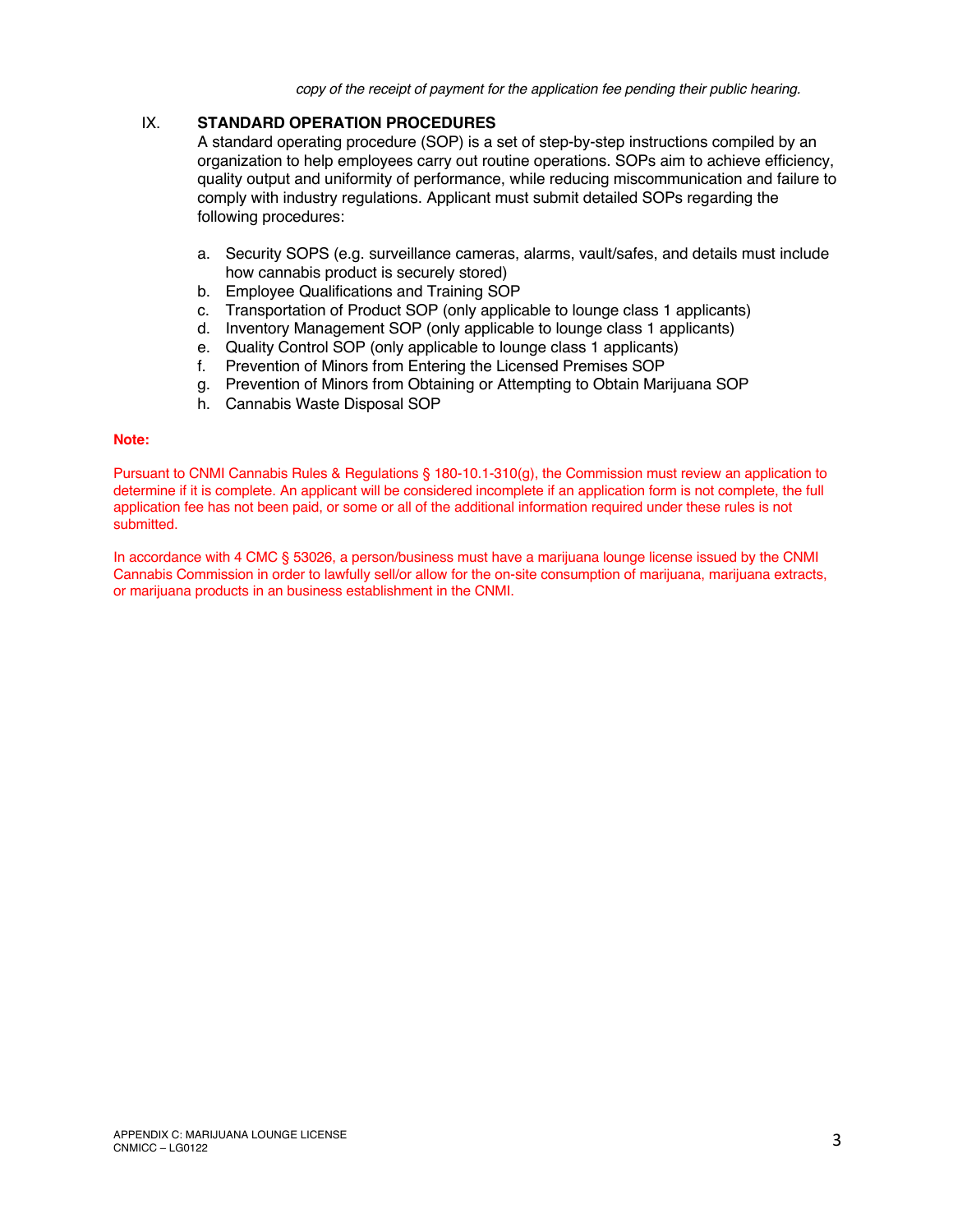*copy of the receipt of payment for the application fee pending their public hearing.*

## IX. STANDARD OPERATION PROCEDURES

A standard operating procedure (SOP) is a set of step-by-step instructions compiled by an organization to help employees carry out routine operations. SOPs aim to achieve efficiency, quality output and uniformity of performance, while reducing miscommunication and failure to comply with industry regulations. Applicant must submit detailed SOPs regarding the following procedures:

a. Security SOPS (e.g. surveillance cameras, alarms, vault/safes, and details must include how cannabis product is securely stored)
b. Employee Qualifications and Training SOP
c. Transportation of Product SOP (only applicable to lounge class 1 applicants)
d. Inventory Management SOP (only applicable to lounge class 1 applicants)
e. Quality Control SOP (only applicable to lounge class 1 applicants)
f. Prevention of Minors from Entering the Licensed Premises SOP
g. Prevention of Minors from Obtaining or Attempting to Obtain Marijuana SOP
h. Cannabis Waste Disposal SOP

**Note:**

Pursuant to CNMI Cannabis Rules & Regulations § 180-10.1-310(g), the Commission must review an application to determine if it is complete. An applicant will be considered incomplete if an application form is not complete, the full application fee has not been paid, or some or all of the additional information required under these rules is not submitted.

In accordance with 4 CMC § 53026, a person/business must have a marijuana lounge license issued by the CNMI Cannabis Commission in order to lawfully sell/or allow for the on-site consumption of marijuana, marijuana extracts, or marijuana products in an business establishment in the CNMI.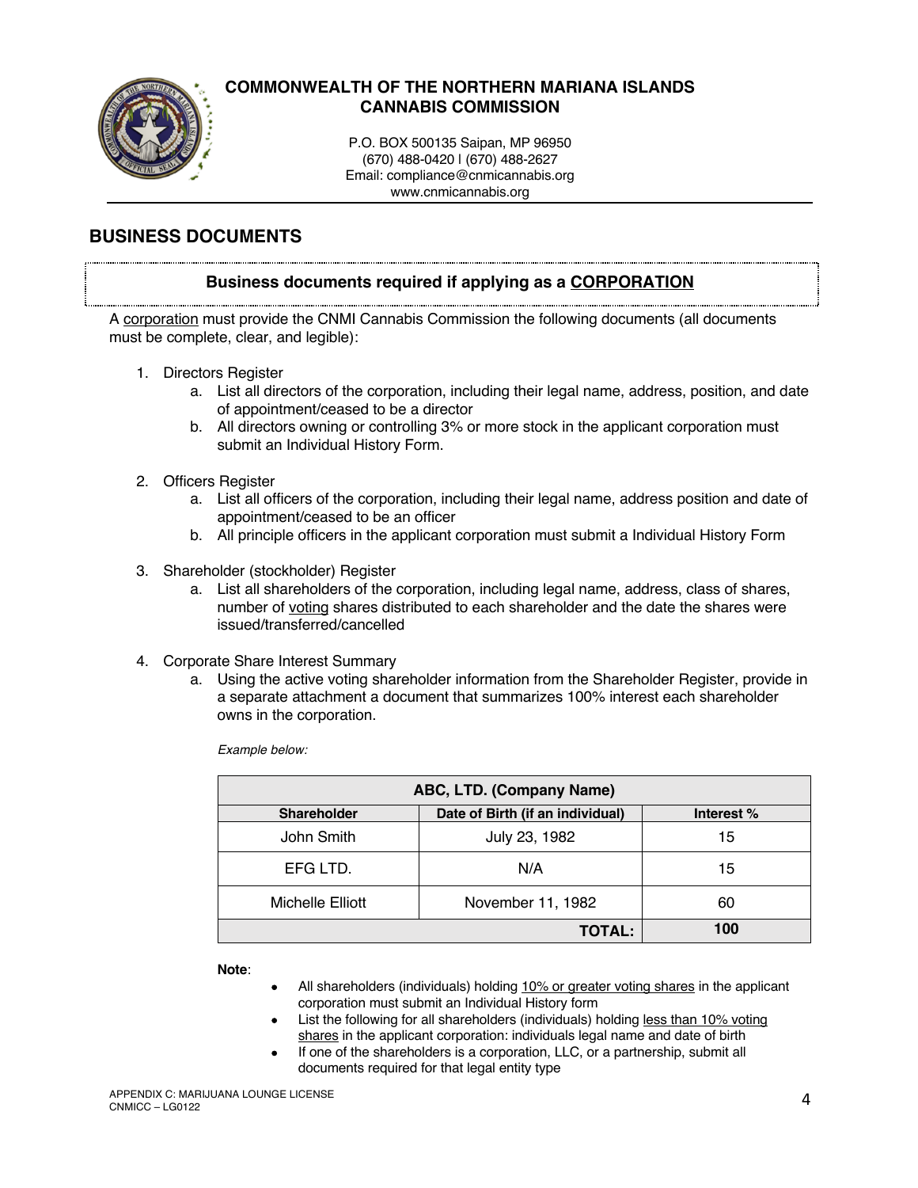# COMMONWEALTH OF THE NORTHERN MARIANA ISLANDS
# CANNABIS COMMISSION

P.O. BOX 500135 Saipan, MP 96950
(670) 488-0420 l (670) 488-2627
Email: compliance@cnmicannabis.org
www.cnmicannabis.org

## BUSINESS DOCUMENTS

### Business documents required if applying as a CORPORATION

A corporation must provide the CNMI Cannabis Commission the following documents (all documents must be complete, clear, and legible):

1. Directors Register
   a. List all directors of the corporation, including their legal name, address, position, and date of appointment/ceased to be a director
   b. All directors owning or controlling 3% or more stock in the applicant corporation must submit an Individual History Form.

2. Officers Register
   a. List all officers of the corporation, including their legal name, address position and date of appointment/ceased to be an officer
   b. All principle officers in the applicant corporation must submit a Individual History Form

3. Shareholder (stockholder) Register
   a. List all shareholders of the corporation, including legal name, address, class of shares, number of voting shares distributed to each shareholder and the date the shares were issued/transferred/cancelled

4. Corporate Share Interest Summary
   a. Using the active voting shareholder information from the Shareholder Register, provide in a separate attachment a document that summarizes 100% interest each shareholder owns in the corporation.

*Example below:*

| ABC, LTD. (Company Name) | | |
|---|---|---|
| **Shareholder** | **Date of Birth (if an individual)** | **Interest %** |
| John Smith | July 23, 1982 | 15 |
| EFG LTD. | N/A | 15 |
| Michelle Elliott | November 11, 1982 | 60 |
| | **TOTAL:** | **100** |

**Note**:

- All shareholders (individuals) holding 10% or greater voting shares in the applicant corporation must submit an Individual History form
- List the following for all shareholders (individuals) holding less than 10% voting shares in the applicant corporation: individuals legal name and date of birth
- If one of the shareholders is a corporation, LLC, or a partnership, submit all documents required for that legal entity type

APPENDIX C: MARIJUANA LOUNGE LICENSE
CNMICC – LG0122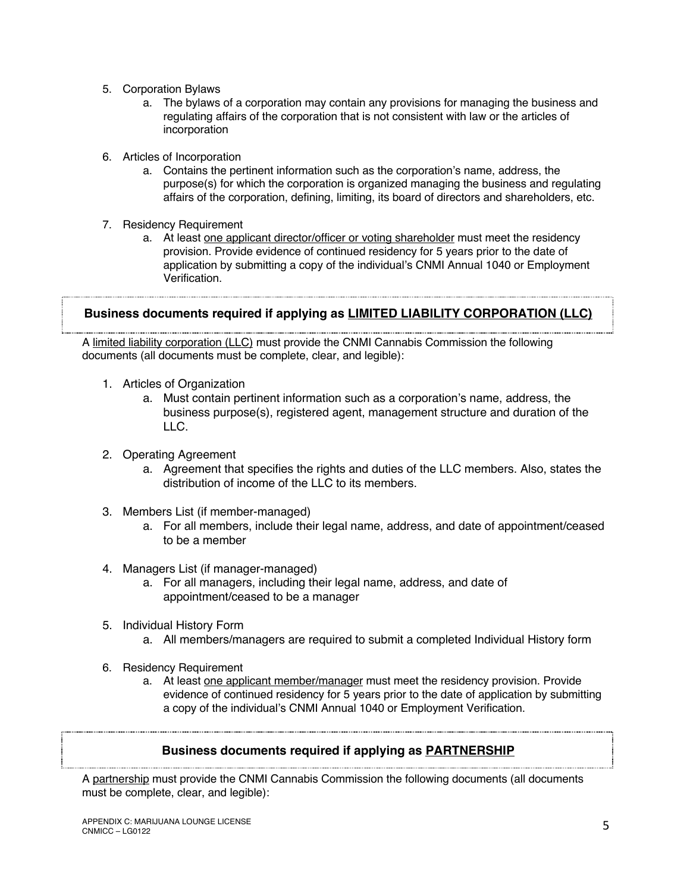5. Corporation Bylaws
    a. The bylaws of a corporation may contain any provisions for managing the business and regulating affairs of the corporation that is not consistent with law or the articles of incorporation

6. Articles of Incorporation
    a. Contains the pertinent information such as the corporation's name, address, the purpose(s) for which the corporation is organized managing the business and regulating affairs of the corporation, defining, limiting, its board of directors and shareholders, etc.

7. Residency Requirement
    a. At least <u>one applicant director/officer or voting shareholder</u> must meet the residency provision. Provide evidence of continued residency for 5 years prior to the date of application by submitting a copy of the individual's CNMI Annual 1040 or Employment Verification.

### Business documents required if applying as <u>LIMITED LIABILITY CORPORATION (LLC)</u>

A <u>limited liability corporation (LLC)</u> must provide the CNMI Cannabis Commission the following documents (all documents must be complete, clear, and legible):

1. Articles of Organization
    a. Must contain pertinent information such as a corporation's name, address, the business purpose(s), registered agent, management structure and duration of the LLC.

2. Operating Agreement
    a. Agreement that specifies the rights and duties of the LLC members. Also, states the distribution of income of the LLC to its members.

3. Members List (if member-managed)
    a. For all members, include their legal name, address, and date of appointment/ceased to be a member

4. Managers List (if manager-managed)
    a. For all managers, including their legal name, address, and date of appointment/ceased to be a manager

5. Individual History Form
    a. All members/managers are required to submit a completed Individual History form

6. Residency Requirement
    a. At least <u>one applicant member/manager</u> must meet the residency provision. Provide evidence of continued residency for 5 years prior to the date of application by submitting a copy of the individual's CNMI Annual 1040 or Employment Verification.

### Business documents required if applying as <u>PARTNERSHIP</u>

A <u>partnership</u> must provide the CNMI Cannabis Commission the following documents (all documents must be complete, clear, and legible):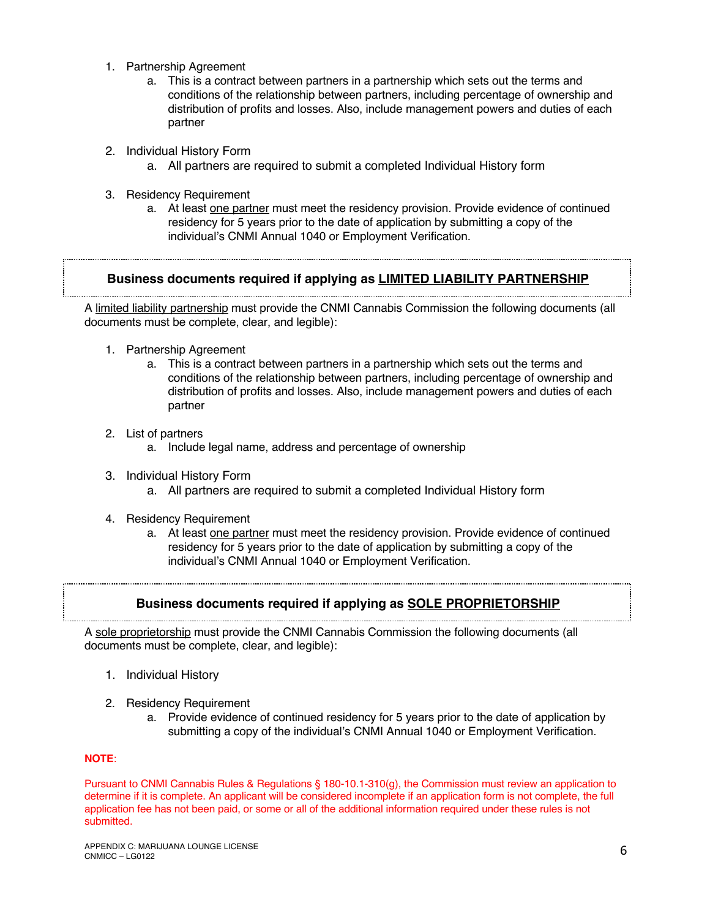1. Partnership Agreement
    a. This is a contract between partners in a partnership which sets out the terms and conditions of the relationship between partners, including percentage of ownership and distribution of profits and losses. Also, include management powers and duties of each partner

2. Individual History Form
    a. All partners are required to submit a completed Individual History form

3. Residency Requirement
    a. At least <u>one partner</u> must meet the residency provision. Provide evidence of continued residency for 5 years prior to the date of application by submitting a copy of the individual's CNMI Annual 1040 or Employment Verification.

### **Business documents required if applying as <u>LIMITED LIABILITY PARTNERSHIP</u>**

A <u>limited liability partnership</u> must provide the CNMI Cannabis Commission the following documents (all documents must be complete, clear, and legible):

1. Partnership Agreement
    a. This is a contract between partners in a partnership which sets out the terms and conditions of the relationship between partners, including percentage of ownership and distribution of profits and losses. Also, include management powers and duties of each partner

2. List of partners
    a. Include legal name, address and percentage of ownership

3. Individual History Form
    a. All partners are required to submit a completed Individual History form

4. Residency Requirement
    a. At least <u>one partner</u> must meet the residency provision. Provide evidence of continued residency for 5 years prior to the date of application by submitting a copy of the individual's CNMI Annual 1040 or Employment Verification.

### **Business documents required if applying as <u>SOLE PROPRIETORSHIP</u>**

A <u>sole proprietorship</u> must provide the CNMI Cannabis Commission the following documents (all documents must be complete, clear, and legible):

1. Individual History

2. Residency Requirement
    a. Provide evidence of continued residency for 5 years prior to the date of application by submitting a copy of the individual's CNMI Annual 1040 or Employment Verification.

**NOTE**:

Pursuant to CNMI Cannabis Rules & Regulations § 180-10.1-310(g), the Commission must review an application to determine if it is complete. An applicant will be considered incomplete if an application form is not complete, the full application fee has not been paid, or some or all of the additional information required under these rules is not submitted.

APPENDIX C: MARIJUANA LOUNGE LICENSE
CNMICC – LG0122